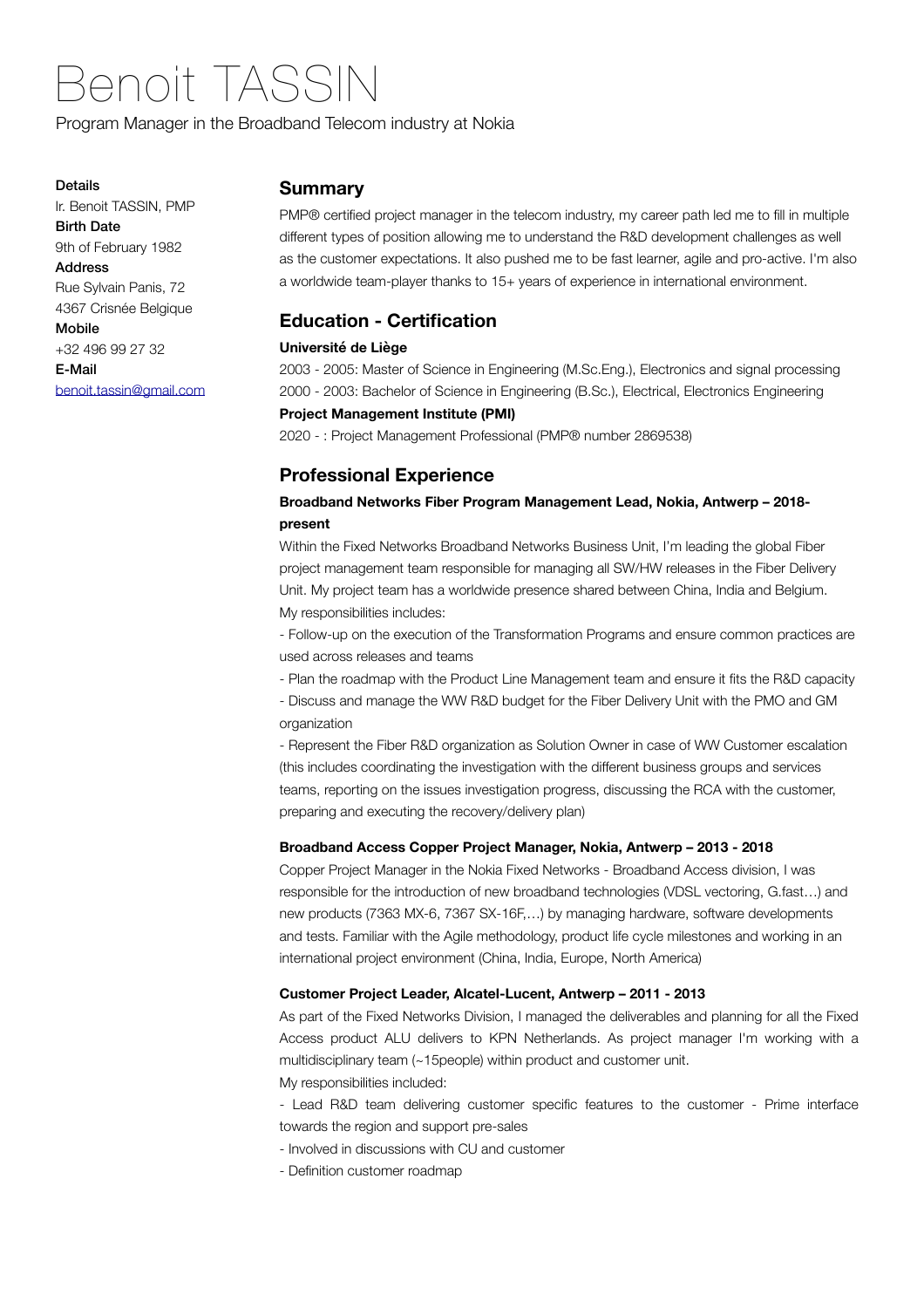# Benoit TASSIN

Program Manager in the Broadband Telecom industry at Nokia

**Details**

Ir. Benoit TASSIN, PMP

**Birth Date**

9th of February 1982

**Address**

Rue Sylvain Panis, 72

4367 Crisnée Belgique

**Mobile**

+32 496 99 27 32

**E-Mail**

benoit.tassin@gmail.com

## Summary

PMP® certified project manager in the telecom industry, my career path led me to fill in multiple different types of position allowing me to understand the R&D development challenges as well as the customer expectations. It also pushed me to be fast learner, agile and pro-active. I'm also a worldwide team-player thanks to 15+ years of experience in international environment.

## Education - Certification

**Université de Liège**

2003 - 2005: Master of Science in Engineering (M.Sc.Eng.), Electronics and signal processing

2000 - 2003: Bachelor of Science in Engineering (B.Sc.), Electrical, Electronics Engineering

**Project Management Institute (PMI)**

2020 - : Project Management Professional (PMP® number 2869538)

## Professional Experience

### Broadband Networks Fiber Program Management Lead, Nokia, Antwerp – 2018-present

Within the Fixed Networks Broadband Networks Business Unit, I'm leading the global Fiber project management team responsible for managing all SW/HW releases in the Fiber Delivery Unit. My project team has a worldwide presence shared between China, India and Belgium.

My responsibilities includes:

- Follow-up on the execution of the Transformation Programs and ensure common practices are used across releases and teams
- Plan the roadmap with the Product Line Management team and ensure it fits the R&D capacity
- Discuss and manage the WW R&D budget for the Fiber Delivery Unit with the PMO and GM organization
- Represent the Fiber R&D organization as Solution Owner in case of WW Customer escalation (this includes coordinating the investigation with the different business groups and services teams, reporting on the issues investigation progress, discussing the RCA with the customer, preparing and executing the recovery/delivery plan)

### Broadband Access Copper Project Manager, Nokia, Antwerp – 2013 - 2018

Copper Project Manager in the Nokia Fixed Networks - Broadband Access division, I was responsible for the introduction of new broadband technologies (VDSL vectoring, G.fast…) and new products (7363 MX-6, 7367 SX-16F,…) by managing hardware, software developments and tests. Familiar with the Agile methodology, product life cycle milestones and working in an international project environment (China, India, Europe, North America)

### Customer Project Leader, Alcatel-Lucent, Antwerp – 2011 - 2013

As part of the Fixed Networks Division, I managed the deliverables and planning for all the Fixed Access product ALU delivers to KPN Netherlands. As project manager I'm working with a multidisciplinary team (~15people) within product and customer unit.

My responsibilities included:

- Lead R&D team delivering customer specific features to the customer - Prime interface towards the region and support pre-sales
- Involved in discussions with CU and customer
- Definition customer roadmap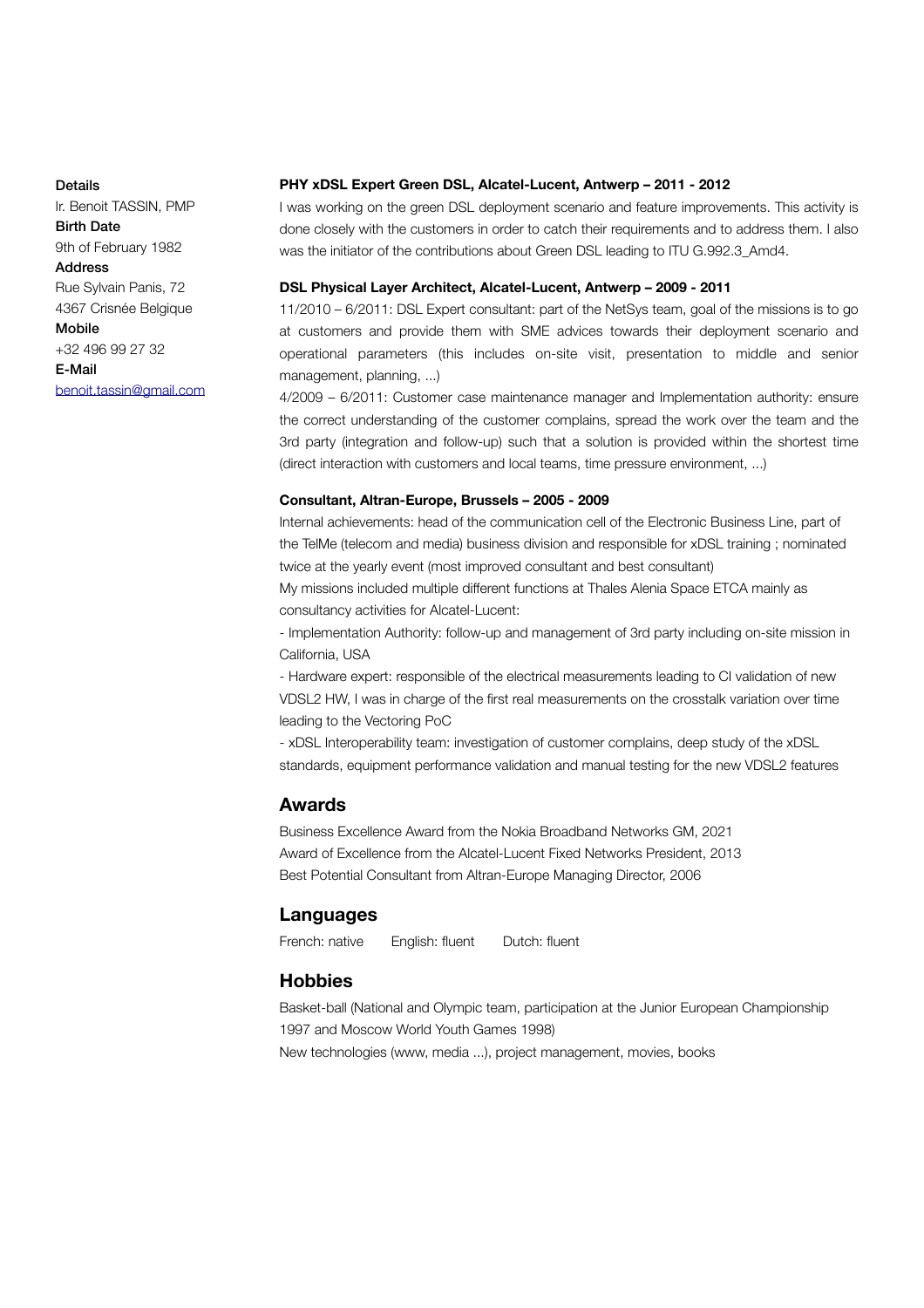**Details**

Ir. Benoit TASSIN, PMP

**Birth Date**

9th of February 1982

**Address**

Rue Sylvain Panis, 72

4367 Crisnée Belgique

**Mobile**

+32 496 99 27 32

**E-Mail**

benoit.tassin@gmail.com

**PHY xDSL Expert Green DSL, Alcatel-Lucent, Antwerp – 2011 - 2012**

I was working on the green DSL deployment scenario and feature improvements. This activity is done closely with the customers in order to catch their requirements and to address them. I also was the initiator of the contributions about Green DSL leading to ITU G.992.3_Amd4.

**DSL Physical Layer Architect, Alcatel-Lucent, Antwerp – 2009 - 2011**

11/2010 – 6/2011: DSL Expert consultant: part of the NetSys team, goal of the missions is to go at customers and provide them with SME advices towards their deployment scenario and operational parameters (this includes on-site visit, presentation to middle and senior management, planning, ...)

4/2009 – 6/2011: Customer case maintenance manager and Implementation authority: ensure the correct understanding of the customer complains, spread the work over the team and the 3rd party (integration and follow-up) such that a solution is provided within the shortest time (direct interaction with customers and local teams, time pressure environment, ...)

**Consultant, Altran-Europe, Brussels – 2005 - 2009**

Internal achievements: head of the communication cell of the Electronic Business Line, part of the TelMe (telecom and media) business division and responsible for xDSL training ; nominated twice at the yearly event (most improved consultant and best consultant)

My missions included multiple different functions at Thales Alenia Space ETCA mainly as consultancy activities for Alcatel-Lucent:

- Implementation Authority: follow-up and management of 3rd party including on-site mission in California, USA
- Hardware expert: responsible of the electrical measurements leading to CI validation of new VDSL2 HW, I was in charge of the first real measurements on the crosstalk variation over time leading to the Vectoring PoC
- xDSL Interoperability team: investigation of customer complains, deep study of the xDSL standards, equipment performance validation and manual testing for the new VDSL2 features

## Awards

Business Excellence Award from the Nokia Broadband Networks GM, 2021

Award of Excellence from the Alcatel-Lucent Fixed Networks President, 2013

Best Potential Consultant from Altran-Europe Managing Director, 2006

## Languages

French: native English: fluent Dutch: fluent

## Hobbies

Basket-ball (National and Olympic team, participation at the Junior European Championship 1997 and Moscow World Youth Games 1998)

New technologies (www, media ...), project management, movies, books